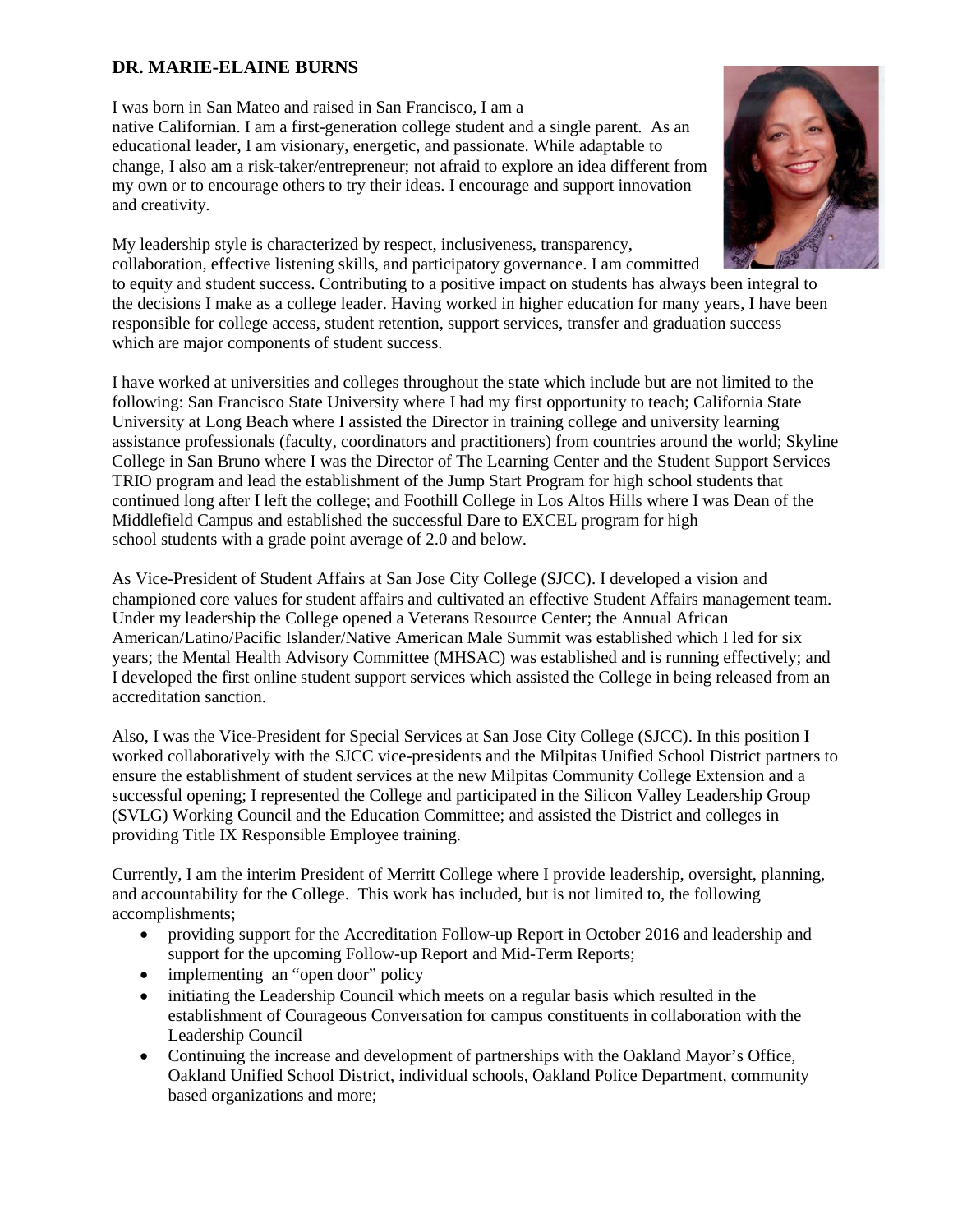## DR. MARIE-ELAINE BURNS

I was born in San Mateo and raised in San Francisco, I am a native Californian. I am a first-generation college student and a single parent. As an educational leader, I am visionary, energetic, and passionate. While adaptable to change, I also am a risk-taker/entrepreneur; not afraid to explore an idea different from my own or to encourage others to try their ideas. I encourage and support innovation and creativity.

My leadership style is characterized by respect, inclusiveness, transparency, collaboration, effective listening skills, and participatory governance. I am committed to equity and student success. Contributing to a positive impact on students has always been integral to the decisions I make as a college leader. Having worked in higher education for many years, I have been responsible for college access, student retention, support services, transfer and graduation success which are major components of student success.

I have worked at universities and colleges throughout the state which include but are not limited to the following: San Francisco State University where I had my first opportunity to teach; California State University at Long Beach where I assisted the Director in training college and university learning assistance professionals (faculty, coordinators and practitioners) from countries around the world; Skyline College in San Bruno where I was the Director of The Learning Center and the Student Support Services TRIO program and lead the establishment of the Jump Start Program for high school students that continued long after I left the college; and Foothill College in Los Altos Hills where I was Dean of the Middlefield Campus and established the successful Dare to EXCEL program for high school students with a grade point average of 2.0 and below.

As Vice-President of Student Affairs at San Jose City College (SJCC). I developed a vision and championed core values for student affairs and cultivated an effective Student Affairs management team. Under my leadership the College opened a Veterans Resource Center; the Annual African American/Latino/Pacific Islander/Native American Male Summit was established which I led for six years; the Mental Health Advisory Committee (MHSAC) was established and is running effectively; and I developed the first online student support services which assisted the College in being released from an accreditation sanction.

Also, I was the Vice-President for Special Services at San Jose City College (SJCC). In this position I worked collaboratively with the SJCC vice-presidents and the Milpitas Unified School District partners to ensure the establishment of student services at the new Milpitas Community College Extension and a successful opening; I represented the College and participated in the Silicon Valley Leadership Group (SVLG) Working Council and the Education Committee; and assisted the District and colleges in providing Title IX Responsible Employee training.

Currently, I am the interim President of Merritt College where I provide leadership, oversight, planning, and accountability for the College. This work has included, but is not limited to, the following accomplishments;

- providing support for the Accreditation Follow-up Report in October 2016 and leadership and support for the upcoming Follow-up Report and Mid-Term Reports;
- implementing an "open door" policy
- initiating the Leadership Council which meets on a regular basis which resulted in the establishment of Courageous Conversation for campus constituents in collaboration with the Leadership Council
- Continuing the increase and development of partnerships with the Oakland Mayor's Office, Oakland Unified School District, individual schools, Oakland Police Department, community based organizations and more;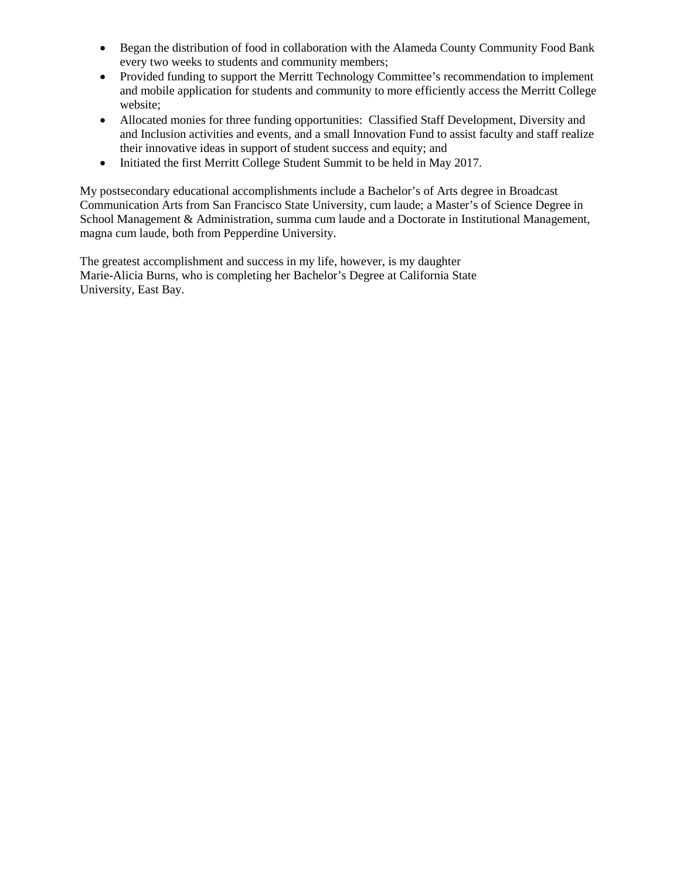- Began the distribution of food in collaboration with the Alameda County Community Food Bank every two weeks to students and community members;
- Provided funding to support the Merritt Technology Committee's recommendation to implement and mobile application for students and community to more efficiently access the Merritt College website;
- Allocated monies for three funding opportunities: Classified Staff Development, Diversity and and Inclusion activities and events, and a small Innovation Fund to assist faculty and staff realize their innovative ideas in support of student success and equity; and
- Initiated the first Merritt College Student Summit to be held in May 2017.

My postsecondary educational accomplishments include a Bachelor's of Arts degree in Broadcast Communication Arts from San Francisco State University, cum laude; a Master's of Science Degree in School Management & Administration, summa cum laude and a Doctorate in Institutional Management, magna cum laude, both from Pepperdine University.

The greatest accomplishment and success in my life, however, is my daughter Marie-Alicia Burns, who is completing her Bachelor's Degree at California State University, East Bay.